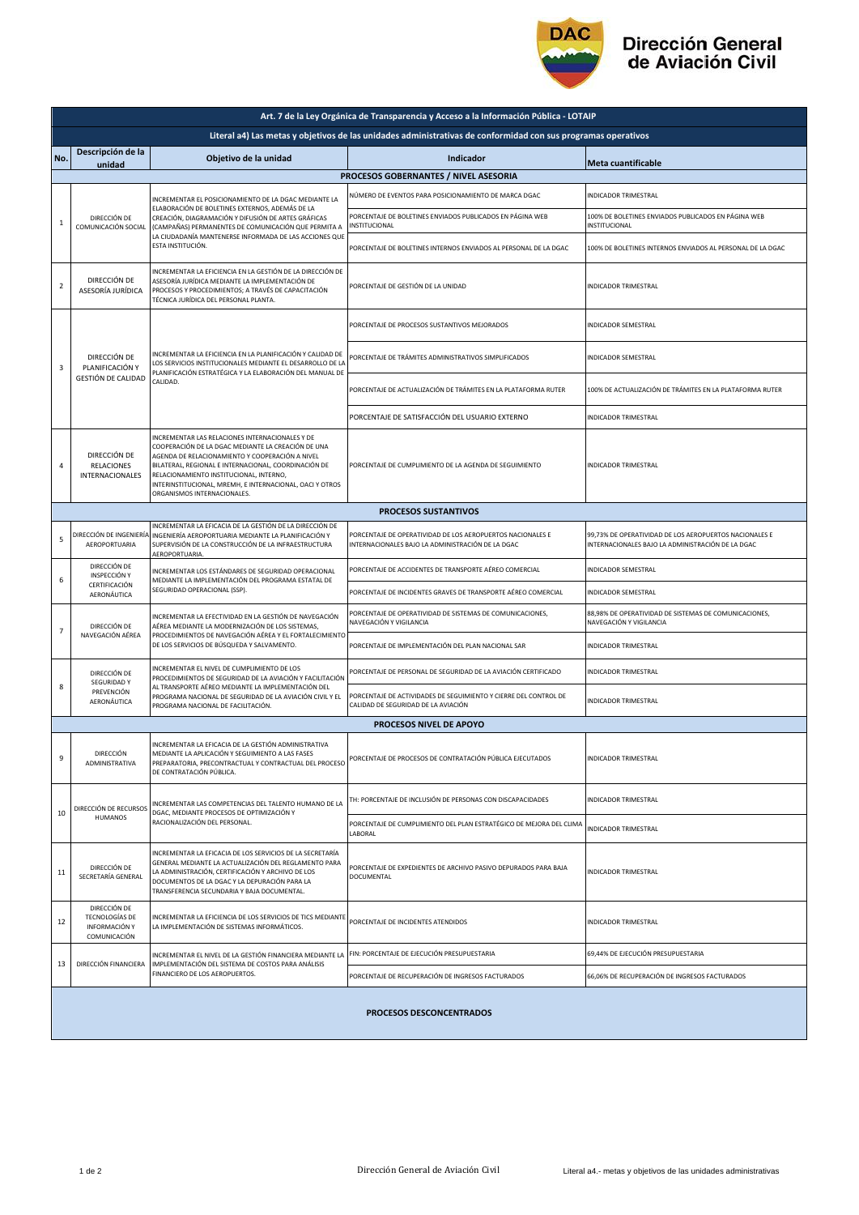**Dirección General de Aviación Civil**

| Art. 7 de la Ley Orgánica de Transparencia y Acceso a la Información Pública - LOTAIP | | | | |
|---|---|---|---|---|
| **Literal a4) Las metas y objetivos de las unidades administrativas de conformidad con sus programas operativos** | | | | |
| **No.** | **Descripción de la unidad** | **Objetivo de la unidad** | **Indicador** | **Meta cuantificable** |
| **PROCESOS GOBERNANTES / NIVEL ASESORIA** | | | | |
| 1 | DIRECCIÓN DE COMUNICACIÓN SOCIAL | INCREMENTAR EL POSICIONAMIENTO DE LA DGAC MEDIANTE LA ELABORACIÓN DE BOLETINES EXTERNOS, ADEMÁS DE LA CREACIÓN, DIAGRAMACIÓN Y DIFUSIÓN DE ARTES GRÁFICAS (CAMPAÑAS) PERMANENTES DE COMUNICACIÓN QUE PERMITA A LA CIUDADANÍA MANTENERSE INFORMADA DE LAS ACCIONES QUE ESTA INSTITUCIÓN. | NÚMERO DE EVENTOS PARA POSICIONAMIENTO DE MARCA DGAC | INDICADOR TRIMESTRAL |
| | | | PORCENTAJE DE BOLETINES ENVIADOS PUBLICADOS EN PÁGINA WEB INSTITUCIONAL | 100% DE BOLETINES ENVIADOS PUBLICADOS EN PÁGINA WEB INSTITUCIONAL |
| | | | PORCENTAJE DE BOLETINES INTERNOS ENVIADOS AL PERSONAL DE LA DGAC | 100% DE BOLETINES INTERNOS ENVIADOS AL PERSONAL DE LA DGAC |
| 2 | DIRECCIÓN DE ASESORÍA JURÍDICA | INCREMENTAR LA EFICIENCIA EN LA GESTIÓN DE LA DIRECCIÓN DE ASESORÍA JURÍDICA MEDIANTE LA IMPLEMENTACIÓN DE PROCESOS Y PROCEDIMIENTOS; A TRAVÉS DE CAPACITACIÓN TÉCNICA JURÍDICA DEL PERSONAL PLANTA. | PORCENTAJE DE GESTIÓN DE LA UNIDAD | INDICADOR TRIMESTRAL |
| 3 | DIRECCIÓN DE PLANIFICACIÓN Y GESTIÓN DE LA CALIDAD | INCREMENTAR LA EFICIENCIA EN LA PLANIFICACIÓN Y CALIDAD DE LOS SERVICIOS INSTITUCIONALES MEDIANTE EL DESARROLLO DE LA PLANIFICACIÓN ESTRATÉGICA Y LA ELABORACIÓN DEL MANUAL DE CALIDAD. | PORCENTAJE DE PROCESOS SUSTANTIVOS MEJORADOS | INDICADOR SEMESTRAL |
| | | | PORCENTAJE DE TRÁMITES ADMINISTRATIVOS SIMPLIFICADOS | INDICADOR SEMESTRAL |
| | | | PORCENTAJE DE ACTUALIZACIÓN DE TRÁMITES EN LA PLATAFORMA RUTER | 100% DE ACTUALIZACIÓN DE TRÁMITES EN LA PLATAFORMA RUTER |
| | | | PORCENTAJE DE SATISFACCIÓN DEL USUARIO EXTERNO | INDICADOR TRIMESTRAL |
| 4 | DIRECCIÓN DE RELACIONES INTERNACIONALES | INCREMENTAR LAS RELACIONES INTERNACIONALES Y DE COOPERACIÓN DE LA DGAC MEDIANTE LA CREACIÓN DE UNA AGENDA DE RELACIONAMIENTO Y COOPERACIÓN A NIVEL BILATERAL, REGIONAL E INTERNACIONAL, COORDINACIÓN DE RELACIONAMIENTO INSTITUCIONAL, INTERNO, INTERINSTITUCIONAL, MREMH, E INTERNACIONAL, OACI Y OTROS ORGANISMOS INTERNACIONALES. | PORCENTAJE DE CUMPLIMIENTO DE LA AGENDA DE SEGUIMIENTO | INDICADOR TRIMESTRAL |
| **PROCESOS SUSTANTIVOS** | | | | |
| 5 | DIRECCIÓN DE INGENIERÍA AEROPORTUARIA | INCREMENTAR LA EFICACIA DE LA GESTIÓN DE LA DIRECCIÓN DE INGENIERÍA AEROPORTUARIA MEDIANTE LA PLANIFICACIÓN Y SUPERVISIÓN DE LA CONSTRUCCIÓN DE LA INFRAESTRUCTURA AEROPORTUARIA. | PORCENTAJE DE OPERATIVIDAD DE LOS AEROPUERTOS NACIONALES E INTERNACIONALES BAJO LA ADMINISTRACIÓN DE LA DGAC | 99,73% DE OPERATIVIDAD DE LOS AEROPUERTOS NACIONALES E INTERNACIONALES BAJO LA ADMINISTRACIÓN DE LA DGAC |
| 6 | DIRECCIÓN DE INSPECCIÓN Y CERTIFICACIÓN AERONÁUTICA | INCREMENTAR LOS ESTÁNDARES DE SEGURIDAD OPERACIONAL MEDIANTE LA IMPLEMENTACIÓN DEL PROGRAMA ESTATAL DE SEGURIDAD OPERACIONAL (SSP). | PORCENTAJE DE ACCIDENTES DE TRANSPORTE AÉREO COMERCIAL | INDICADOR SEMESTRAL |
| | | | PORCENTAJE DE INCIDENTES GRAVES DE TRANSPORTE AÉREO COMERCIAL | INDICADOR SEMESTRAL |
| 7 | DIRECCIÓN DE NAVEGACIÓN AÉREA | INCREMENTAR LA EFECTIVIDAD EN LA GESTIÓN DE NAVEGACIÓN AÉREA MEDIANTE LA MODERNIZACIÓN DE LOS SISTEMAS, PROCEDIMIENTOS DE NAVEGACIÓN AÉREA Y EL FORTALECIMIENTO DE LOS SERVICIOS DE BÚSQUEDA Y SALVAMENTO. | PORCENTAJE DE OPERATIVIDAD DE SISTEMAS DE COMUNICACIONES, NAVEGACIÓN Y VIGILANCIA | 88,98% DE OPERATIVIDAD DE SISTEMAS DE COMUNICACIONES, NAVEGACIÓN Y VIGILANCIA |
| | | | PORCENTAJE DE IMPLEMENTACIÓN DEL PLAN NACIONAL SAR | INDICADOR TRIMESTRAL |
| 8 | DIRECCIÓN DE SEGURIDAD Y PREVENCIÓN AERONÁUTICA | INCREMENTAR EL NIVEL DE CUMPLIMIENTO DE LOS PROCEDIMIENTOS DE SEGURIDAD DE LA AVIACIÓN Y FACILITACIÓN AL TRANSPORTE AÉREO MEDIANTE LA IMPLEMENTACIÓN DEL PROGRAMA NACIONAL DE SEGURIDAD DE LA AVIACIÓN CIVIL Y EL PROGRAMA NACIONAL DE FACILITACIÓN. | PORCENTAJE DE PERSONAL DE SEGURIDAD DE LA AVIACIÓN CERTIFICADO | INDICADOR TRIMESTRAL |
| | | | PORCENTAJE DE ACTIVIDADES DE SEGUIMIENTO Y CIERRE DEL CONTROL DE CALIDAD DE SEGURIDAD DE LA AVIACIÓN | INDICADOR TRIMESTRAL |
| **PROCESOS NIVEL DE APOYO** | | | | |
| 9 | DIRECCIÓN ADMINISTRATIVA | INCREMENTAR LA EFICACIA DE LA GESTIÓN ADMINISTRATIVA MEDIANTE LA APLICACIÓN Y SEGUIMIENTO A LAS FASES PREPARATORIA, PRECONTRACTUAL Y CONTRACTUAL DEL PROCESO DE CONTRATACIÓN PÚBLICA. | PORCENTAJE DE PROCESOS DE CONTRATACIÓN PÚBLICA EJECUTADOS | INDICADOR TRIMESTRAL |
| 10 | DIRECCIÓN DE RECURSOS HUMANOS | INCREMENTAR LAS COMPETENCIAS DEL TALENTO HUMANO DE LA DGAC, MEDIANTE PROCESOS DE OPTIMIZACIÓN Y RACIONALIZACIÓN DEL PERSONAL. | TH: PORCENTAJE DE INCLUSIÓN DE PERSONAS CON DISCAPACIDADES | INDICADOR TRIMESTRAL |
| | | | PORCENTAJE DE CUMPLIMIENTO DEL PLAN ESTRATÉGICO DE MEJORA DEL CLIMA LABORAL | INDICADOR TRIMESTRAL |
| 11 | DIRECCIÓN DE SECRETARÍA GENERAL | INCREMENTAR LA EFICACIA DE LOS SERVICIOS DE LA SECRETARÍA GENERAL MEDIANTE LA ACTUALIZACIÓN DEL REGLAMENTO PARA LA ADMINISTRACIÓN, CERTIFICACIÓN Y ARCHIVO DE LOS DOCUMENTOS DE LA DGAC Y LA DEPURACIÓN PARA LA TRANSFERENCIA SECUNDARIA Y BAJA DOCUMENTAL. | PORCENTAJE DE EXPEDIENTES DE ARCHIVO PASIVO DEPURADOS PARA BAJA DOCUMENTAL | INDICADOR TRIMESTRAL |
| 12 | DIRECCIÓN DE TECNOLOGÍAS DE INFORMACIÓN Y COMUNICACIÓN | INCREMENTAR LA EFICIENCIA DE LOS SERVICIOS DE TICS MEDIANTE LA IMPLEMENTACIÓN DE SISTEMAS INFORMÁTICOS. | PORCENTAJE DE INCIDENTES ATENDIDOS | INDICADOR TRIMESTRAL |
| 13 | DIRECCIÓN FINANCIERA | INCREMENTAR EL NIVEL DE LA GESTIÓN FINANCIERA MEDIANTE LA IMPLEMENTACIÓN DEL SISTEMA DE COSTOS PARA ANÁLISIS FINANCIERO DE LOS AEROPUERTOS. | FIN: PORCENTAJE DE EJECUCIÓN PRESUPUESTARIA | 69,44% DE EJECUCIÓN PRESUPUESTARIA |
| | | | PORCENTAJE DE RECUPERACIÓN DE INGRESOS FACTURADOS | 66,06% DE RECUPERACIÓN DE INGRESOS FACTURADOS |
| **PROCESOS DESCONCENTRADOS** | | | | |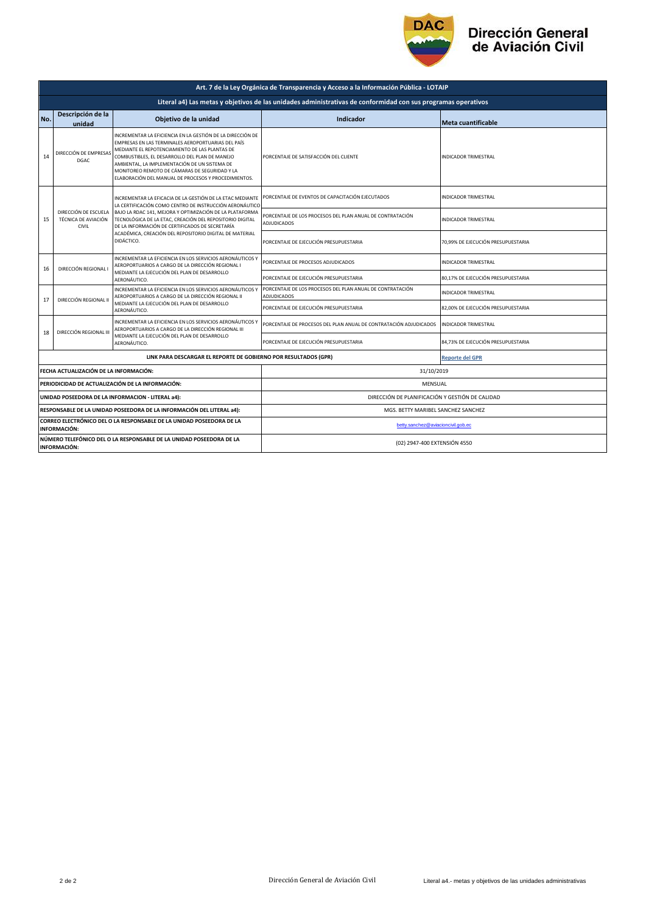Dirección General de Aviación Civil

| Art. 7 de la Ley Orgánica de Transparencia y Acceso a la Información Pública - LOTAIP | | | | |
|---|---|---|---|---|
| Literal a4) Las metas y objetivos de las unidades administrativas de conformidad con sus programas operativos | | | | |
| **No.** | **Descripción de la unidad** | **Objetivo de la unidad** | **Indicador** | **Meta cuantificable** |
| 14 | DIRECCIÓN DE EMPRESAS DGAC | INCREMENTAR LA EFICIENCIA EN LA GESTIÓN DE LA DIRECCIÓN DE EMPRESAS EN LAS TERMINALES AEROPORTUARIAS DEL PAÍS MEDIANTE EL REPOTENCIAMIENTO DE LAS PLANTAS DE COMBUSTIBLES, EL DESARROLLO DEL PLAN DE MANEJO AMBIENTAL, LA IMPLEMENTACIÓN DE UN SISTEMA DE MONITOREO REMOTO DE CÁMARAS DE SEGURIDAD Y LA ELABORACIÓN DEL MANUAL DE PROCESOS Y PROCEDIMIENTOS. | PORCENTAJE DE SATISFACCIÓN DEL CLIENTE | INDICADOR TRIMESTRAL |
| 15 | DIRECCIÓN DE ESCUELA TÉCNICA DE AVIACIÓN CIVIL | INCREMENTAR LA EFICACIA DE LA GESTIÓN DE LA ETAC MEDIANTE LA CERTIFICACIÓN COMO CENTRO DE INSTRUCCIÓN AERONÁUTICO BAJO LA RDAC 141, MEJORA Y OPTIMIZACIÓN DE LA PLATAFORMA TECNOLÓGICA DE LA ETAC, CREACIÓN DEL REPOSITORIO DIGITAL DE LA INFORMACIÓN DE CERTIFICADOS DE SECRETARÍA ACADÉMICA, CREACIÓN DEL REPOSITORIO DIGITAL DE MATERIAL DIDÁCTICO. | PORCENTAJE DE EVENTOS DE CAPACITACIÓN EJECUTADOS | INDICADOR TRIMESTRAL |
| | | | PORCENTAJE DE LOS PROCESOS DEL PLAN ANUAL DE CONTRATACIÓN ADJUDICADOS | INDICADOR TRIMESTRAL |
| | | | PORCENTAJE DE EJECUCIÓN PRESUPUESTARIA | 70,99% DE EJECUCIÓN PRESUPUESTARIA |
| 16 | DIRECCIÓN REGIONAL I | INCREMENTAR LA EFICIENCIA EN LOS SERVICIOS AERONÁUTICOS Y AEROPORTUARIOS A CARGO DE LA DIRECCIÓN REGIONAL I MEDIANTE LA EJECUCIÓN DEL PLAN DE DESARROLLO AERONÁUTICO. | PORCENTAJE DE PROCESOS ADJUDICADOS | INDICADOR TRIMESTRAL |
| | | | PORCENTAJE DE EJECUCIÓN PRESUPUESTARIA | 80,17% DE EJECUCIÓN PRESUPUESTARIA |
| 17 | DIRECCIÓN REGIONAL II | INCREMENTAR LA EFICIENCIA EN LOS SERVICIOS AERONÁUTICOS Y AEROPORTUARIOS A CARGO DE LA DIRECCIÓN REGIONAL II MEDIANTE LA EJECUCIÓN DEL PLAN DE DESARROLLO AERONÁUTICO. | PORCENTAJE DE LOS PROCESOS DEL PLAN ANUAL DE CONTRATACIÓN ADJUDICADOS | INDICADOR TRIMESTRAL |
| | | | PORCENTAJE DE EJECUCIÓN PRESUPUESTARIA | 82,00% DE EJECUCIÓN PRESUPUESTARIA |
| 18 | DIRECCIÓN REGIONAL III | INCREMENTAR LA EFICIENCIA EN LOS SERVICIOS AERONÁUTICOS Y AEROPORTUARIOS A CARGO DE LA DIRECCIÓN REGIONAL III MEDIANTE LA EJECUCIÓN DEL PLAN DE DESARROLLO AERONÁUTICO. | PORCENTAJE DE PROCESOS DEL PLAN ANUAL DE CONTRATACIÓN ADJUDICADOS | INDICADOR TRIMESTRAL |
| | | | PORCENTAJE DE EJECUCIÓN PRESUPUESTARIA | 84,73% DE EJECUCIÓN PRESUPUESTARIA |
| LINK PARA DESCARGAR EL REPORTE DE GOBIERNO POR RESULTADOS (GPR) | | | | Reporte del GPR |

| | |
|---|---|
| **FECHA ACTUALIZACIÓN DE LA INFORMACIÓN:** | 31/10/2019 |
| **PERIODICIDAD DE ACTUALIZACIÓN DE LA INFORMACIÓN:** | MENSUAL |
| **UNIDAD POSEEDORA DE LA INFORMACION - LITERAL a4):** | DIRECCIÓN DE PLANIFICACIÓN Y GESTIÓN DE CALIDAD |
| **RESPONSABLE DE LA UNIDAD POSEEDORA DE LA INFORMACIÓN DEL LITERAL a4):** | MGS. BETTY MARIBEL SANCHEZ SANCHEZ |
| **CORREO ELECTRÓNICO DEL O LA RESPONSABLE DE LA UNIDAD POSEEDORA DE LA INFORMACIÓN:** | betty.sanchez@aviacioncivil.gob.ec |
| **NÚMERO TELEFÓNICO DEL O LA RESPONSABLE DE LA UNIDAD POSEEDORA DE LA INFORMACIÓN:** | (02) 2947-400 EXTENSIÓN 4550 |